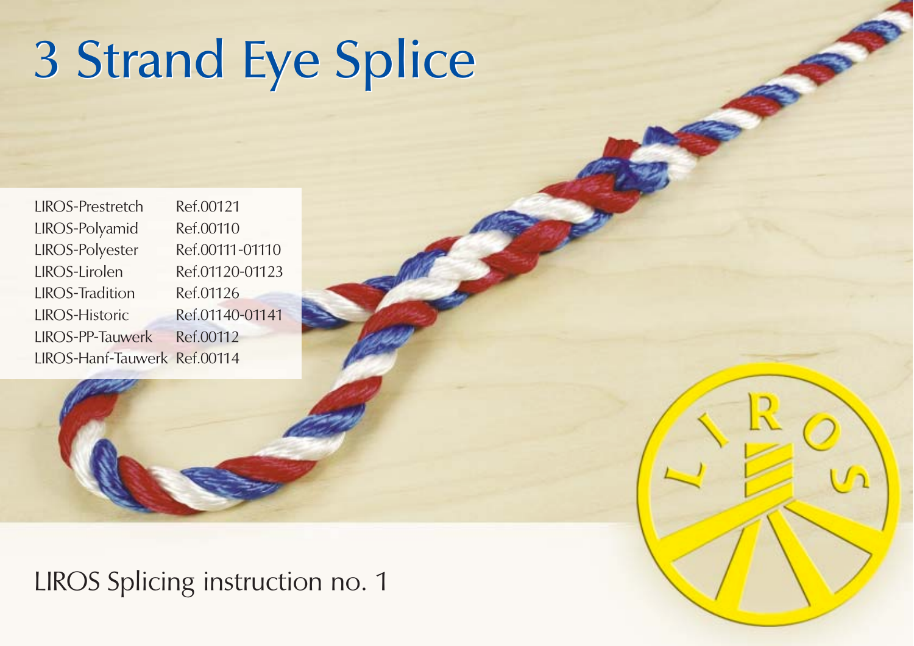# 3 Strand Eye Splice

| | |
|---|---|
| LIROS-Prestretch | Ref.00121 |
| LIROS-Polyamid | Ref.00110 |
| LIROS-Polyester | Ref.00111-01110 |
| LIROS-Lirolen | Ref.01120-01123 |
| LIROS-Tradition | Ref.01126 |
| LIROS-Historic | Ref.01140-01141 |
| LIROS-PP-Tauwerk | Ref.00112 |
| LIROS-Hanf-Tauwerk | Ref.00114 |

LIROS Splicing instruction no. 1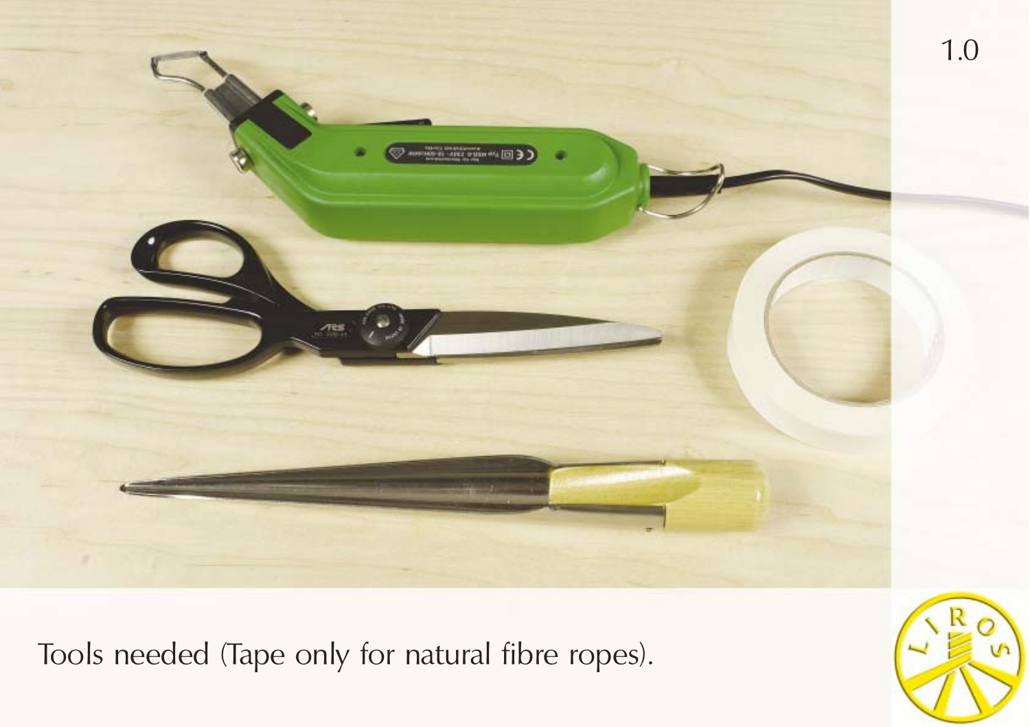1.0

Tools needed (Tape only for natural fibre ropes).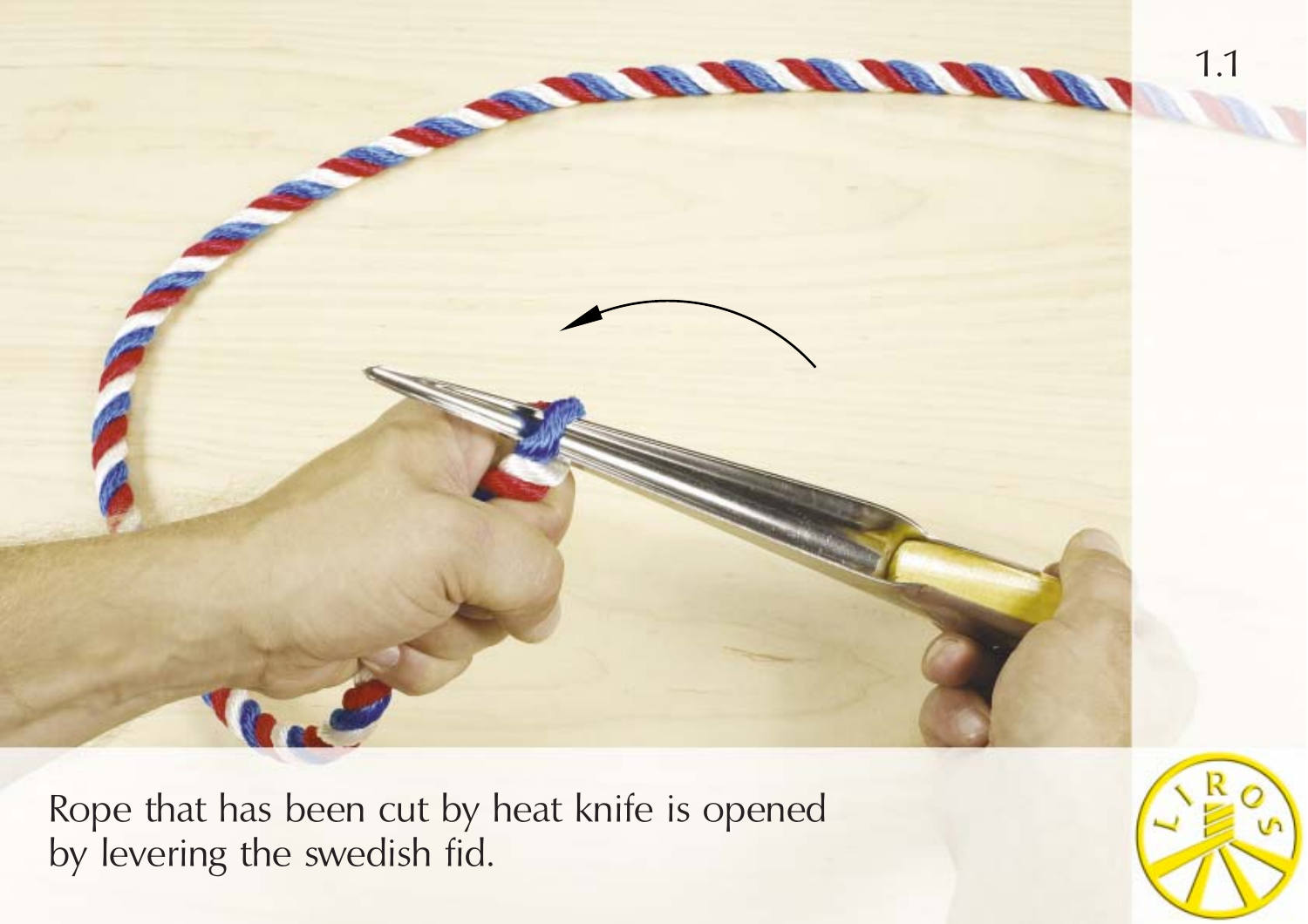1.1

Rope that has been cut by heat knife is opened by levering the swedish fid.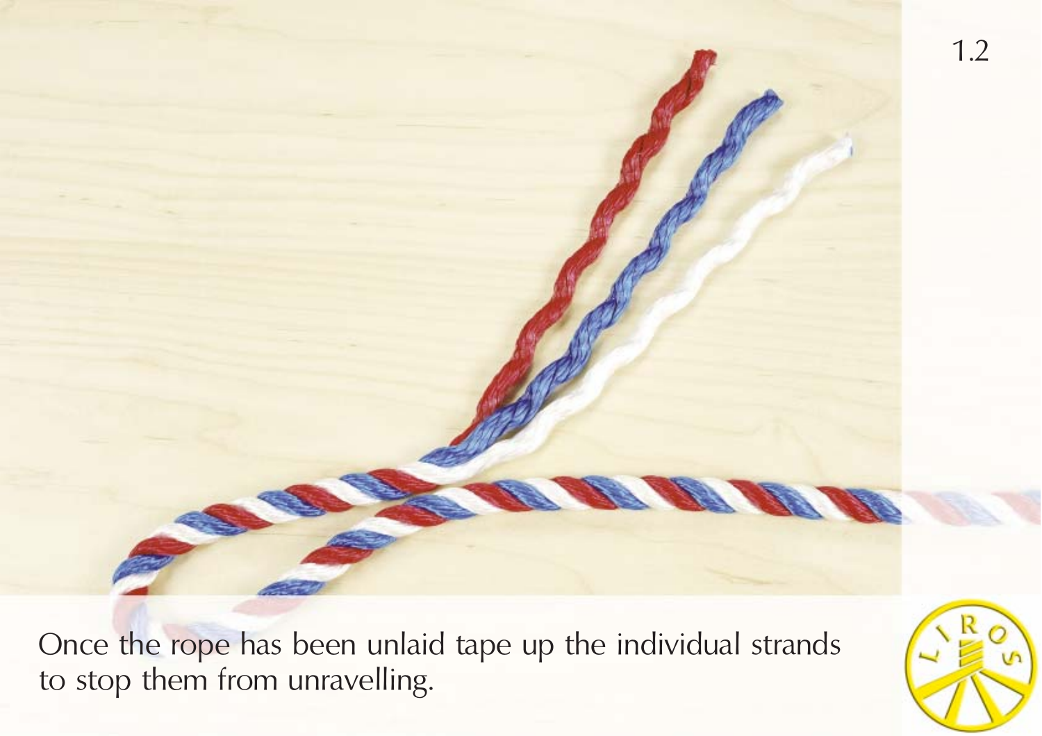1.2

Once the rope has been unlaid tape up the individual strands to stop them from unravelling.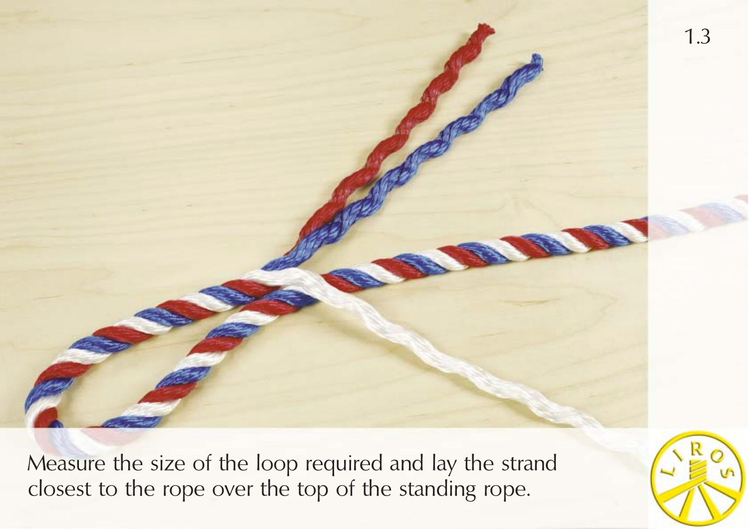1.3

Measure the size of the loop required and lay the strand closest to the rope over the top of the standing rope.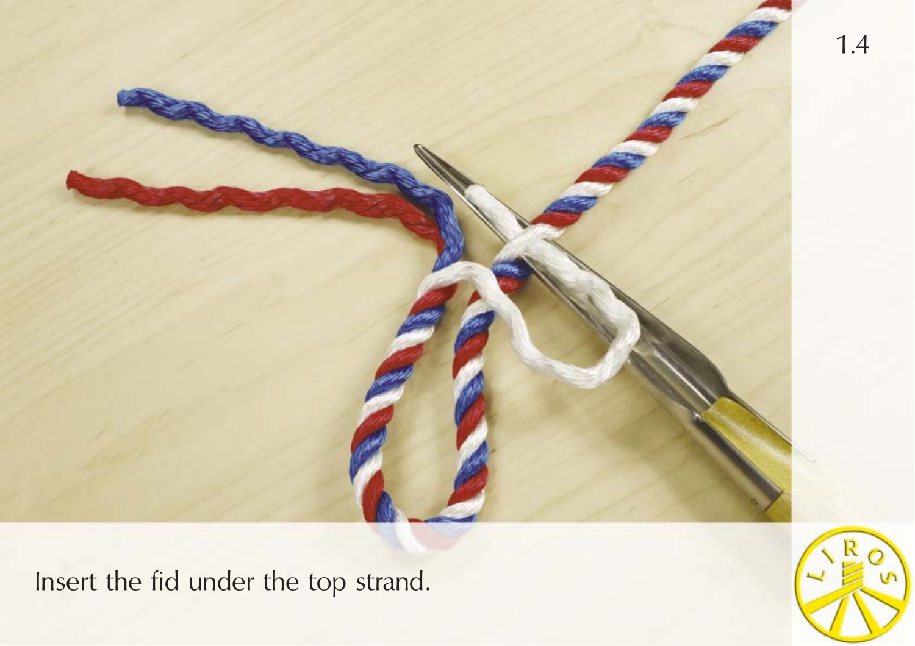Insert the fid under the top strand.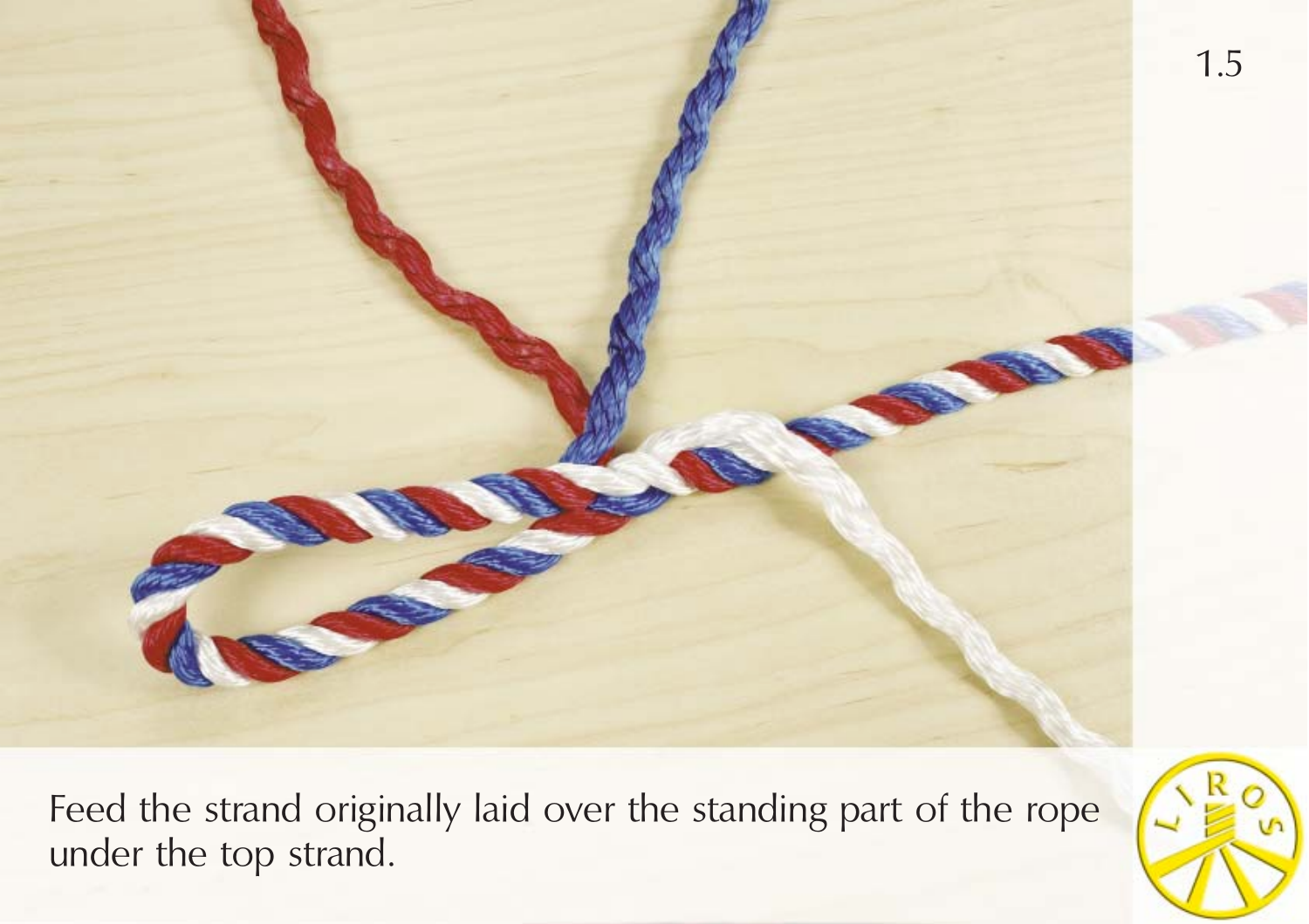1.5

Feed the strand originally laid over the standing part of the rope under the top strand.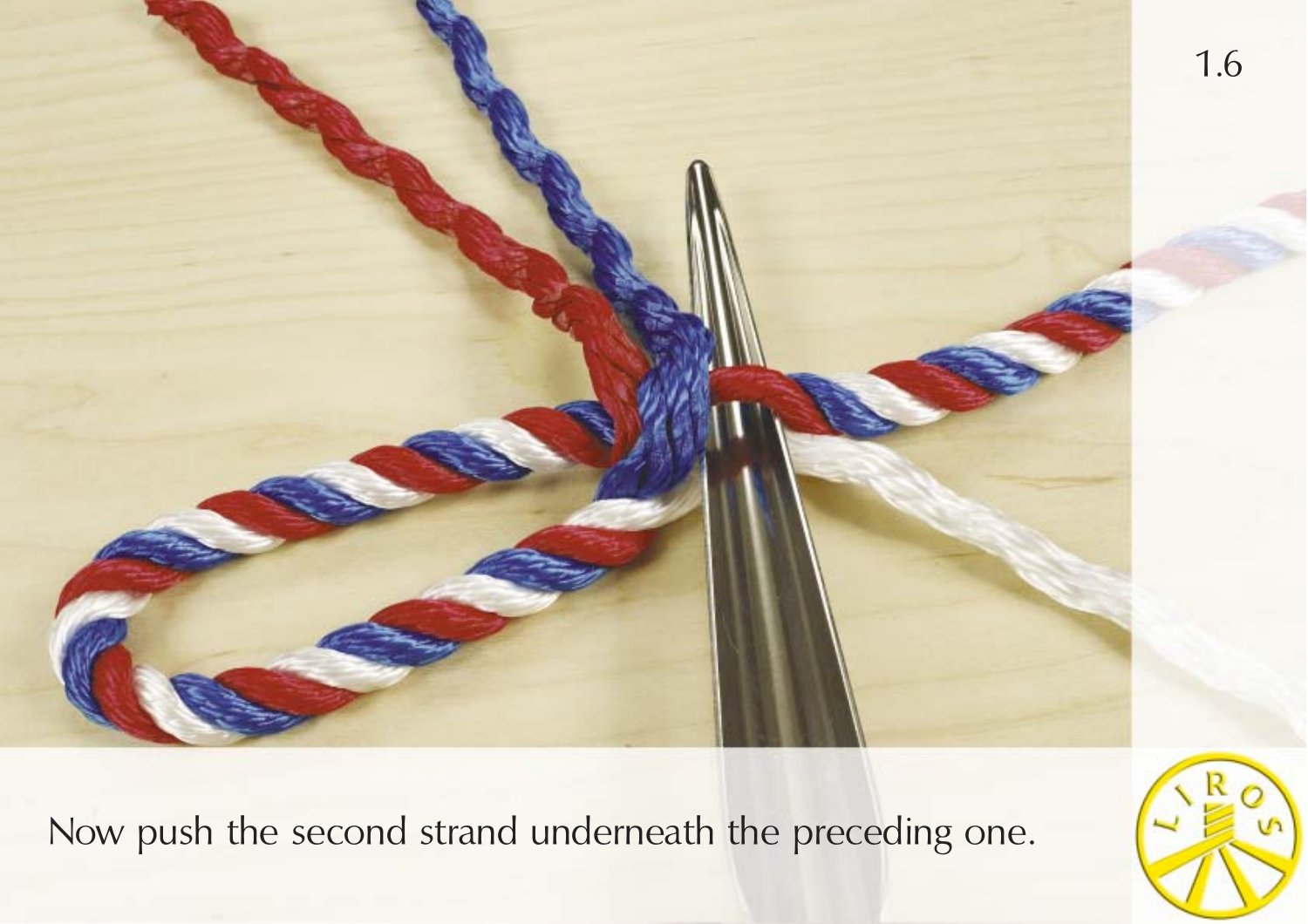Now push the second strand underneath the preceding one.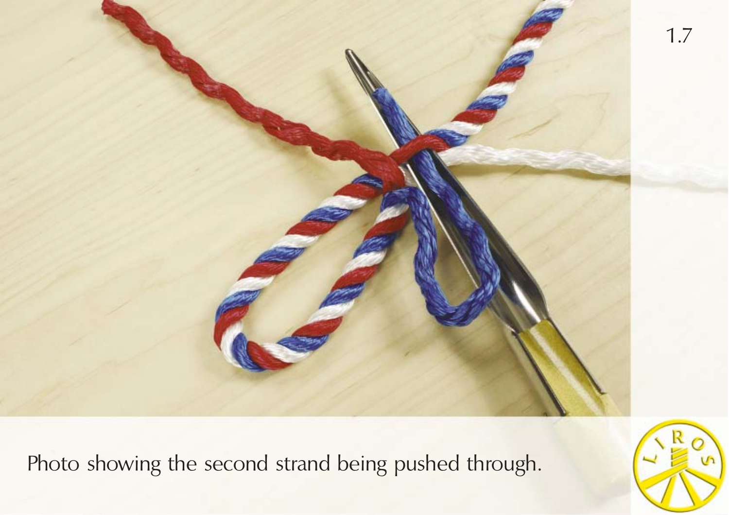1.7

Photo showing the second strand being pushed through.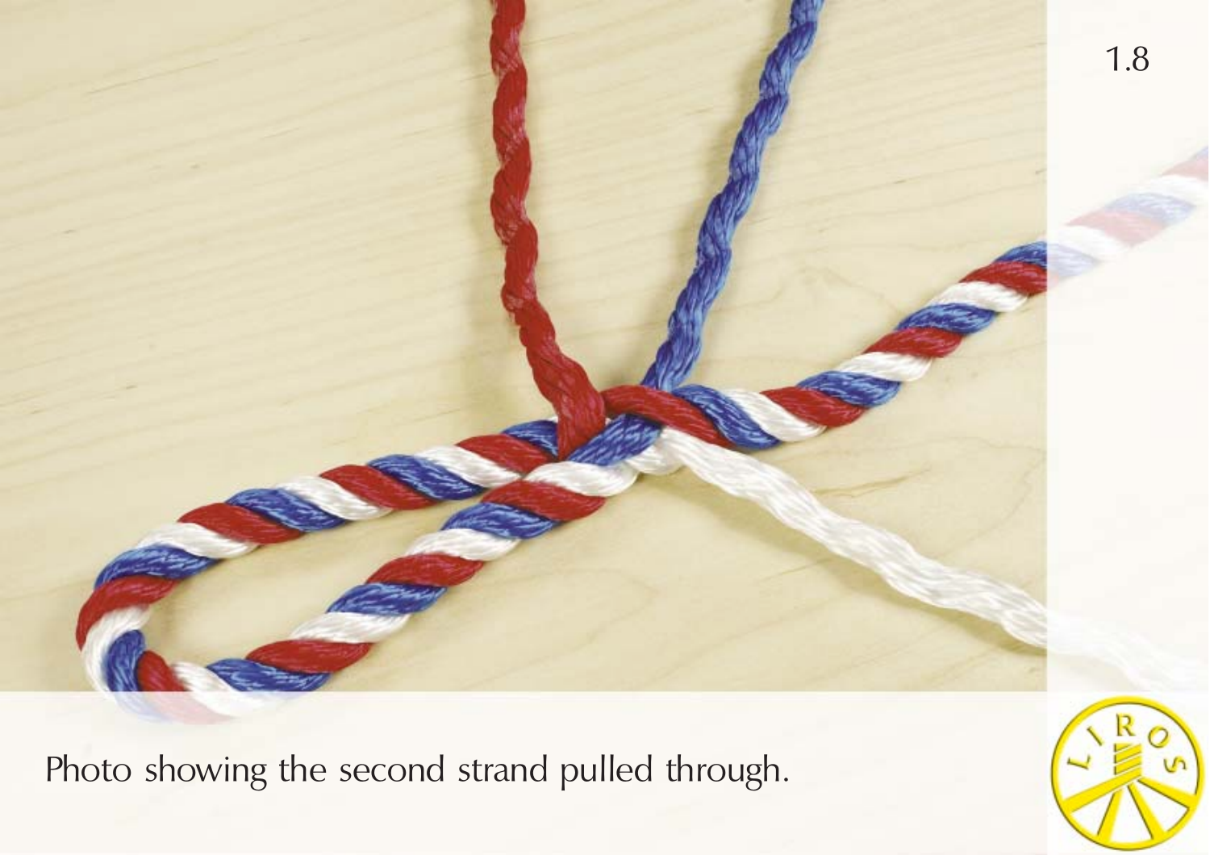1.8

Photo showing the second strand pulled through.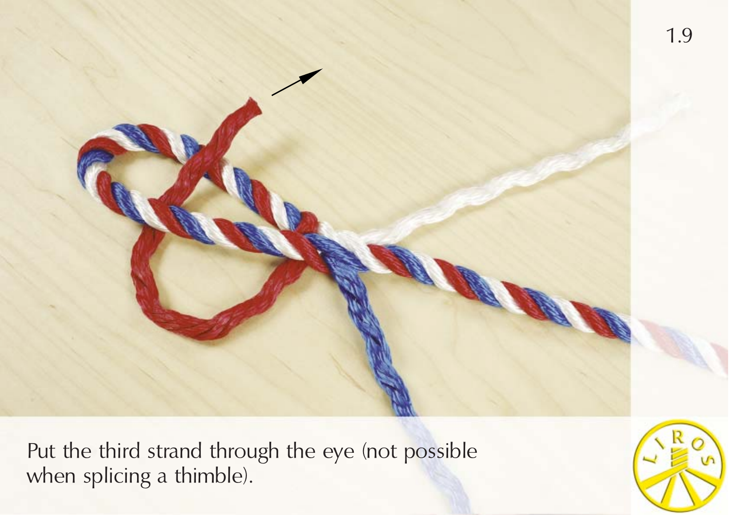Put the third strand through the eye (not possible when splicing a thimble).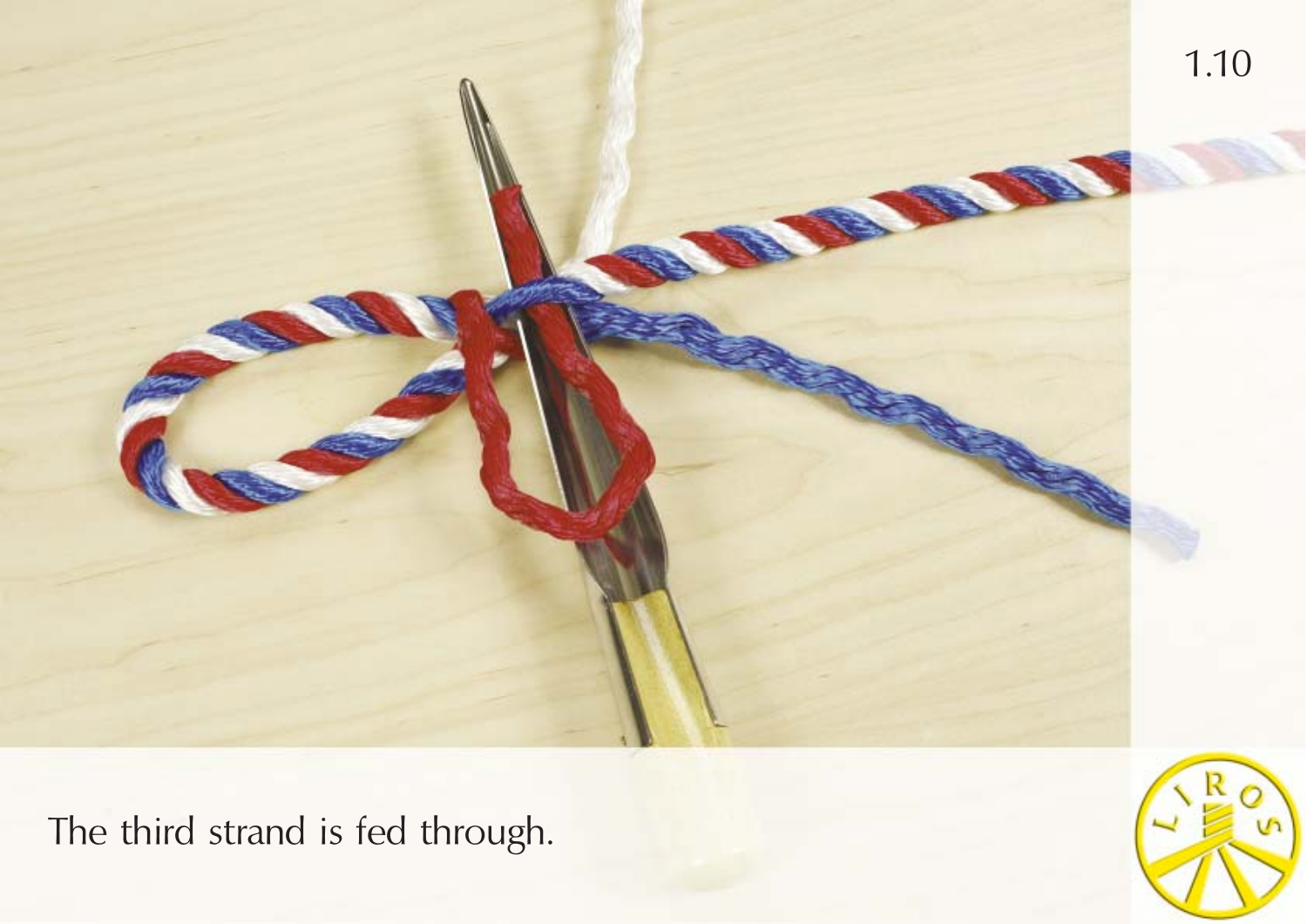1.10

The third strand is fed through.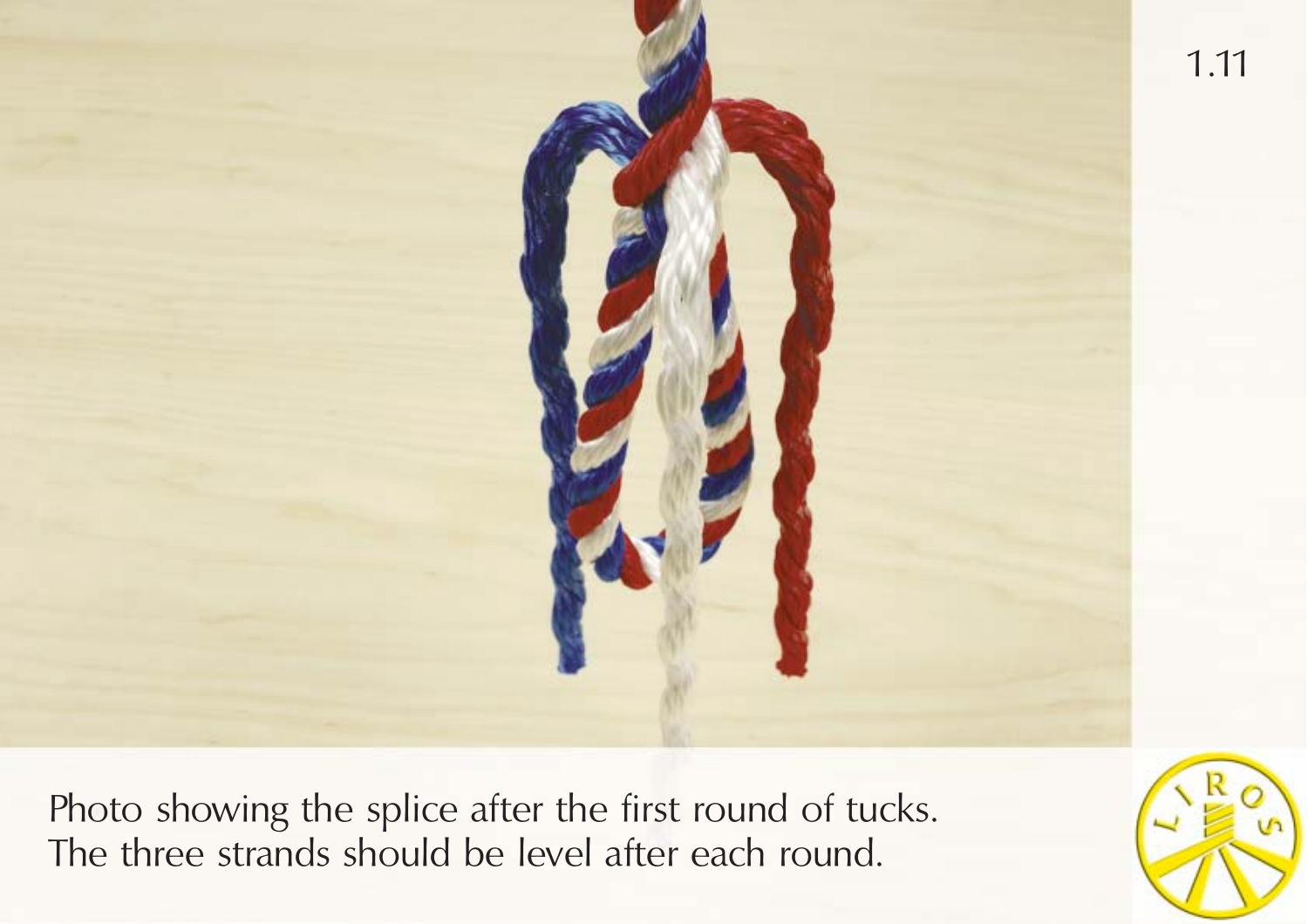1.11

Photo showing the splice after the first round of tucks.
The three strands should be level after each round.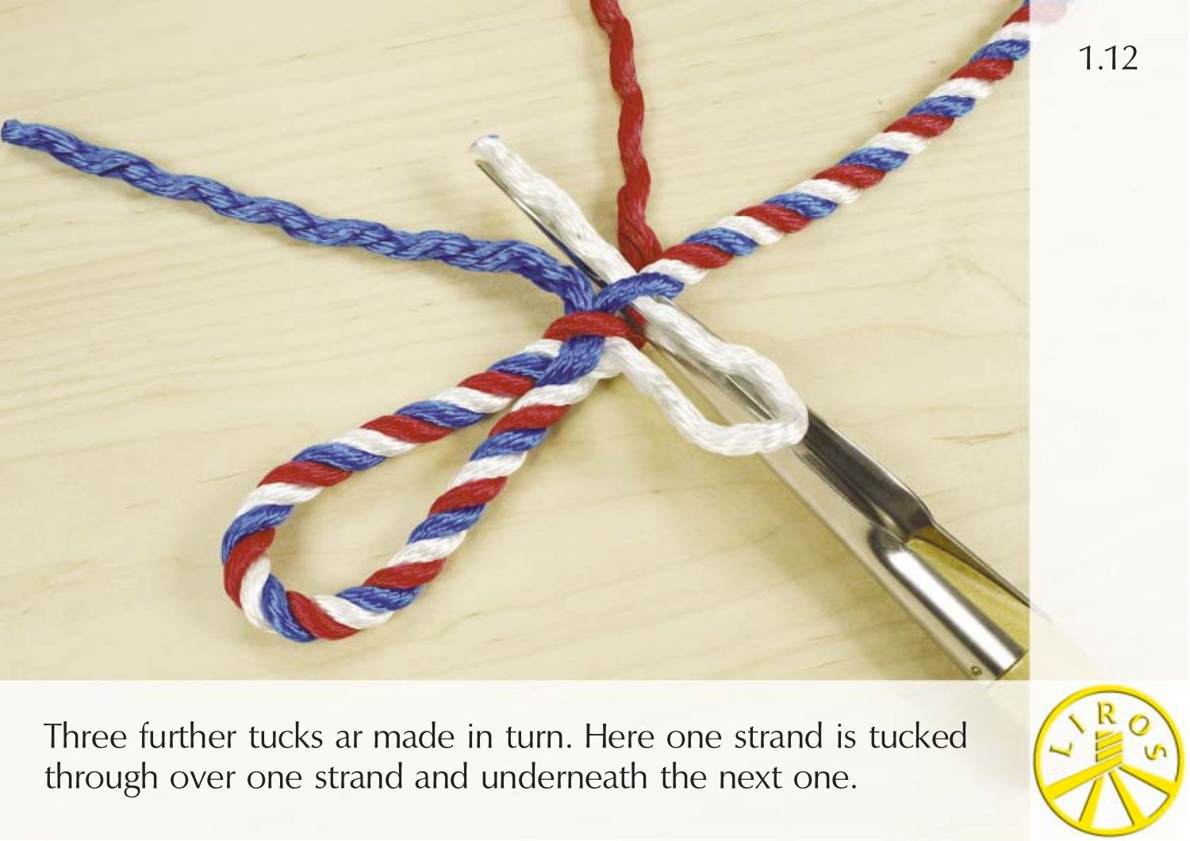Three further tucks ar made in turn. Here one strand is tucked through over one strand and underneath the next one.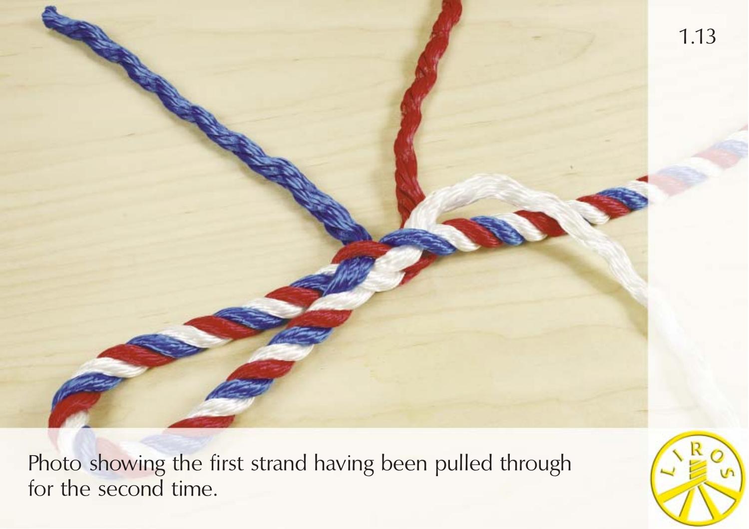Photo showing the first strand having been pulled through for the second time.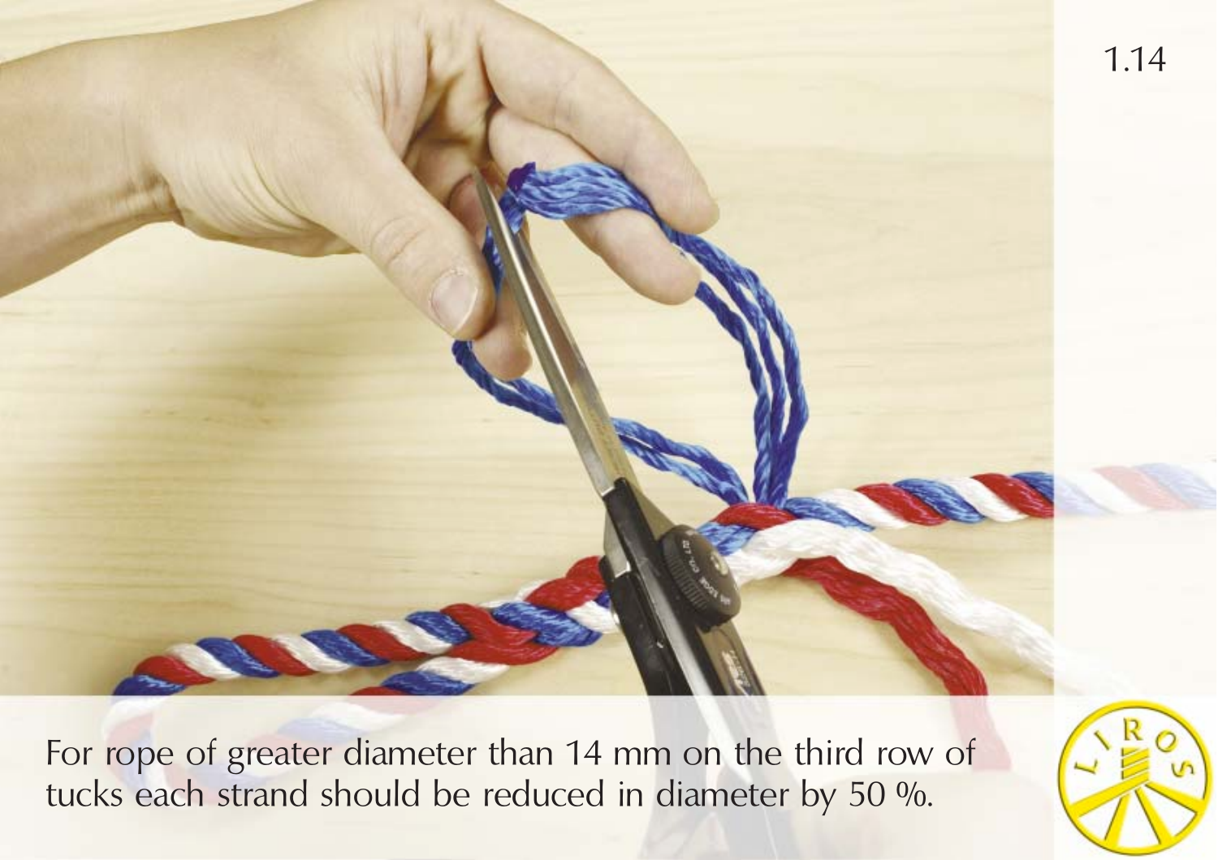For rope of greater diameter than 14 mm on the third row of tucks each strand should be reduced in diameter by 50 %.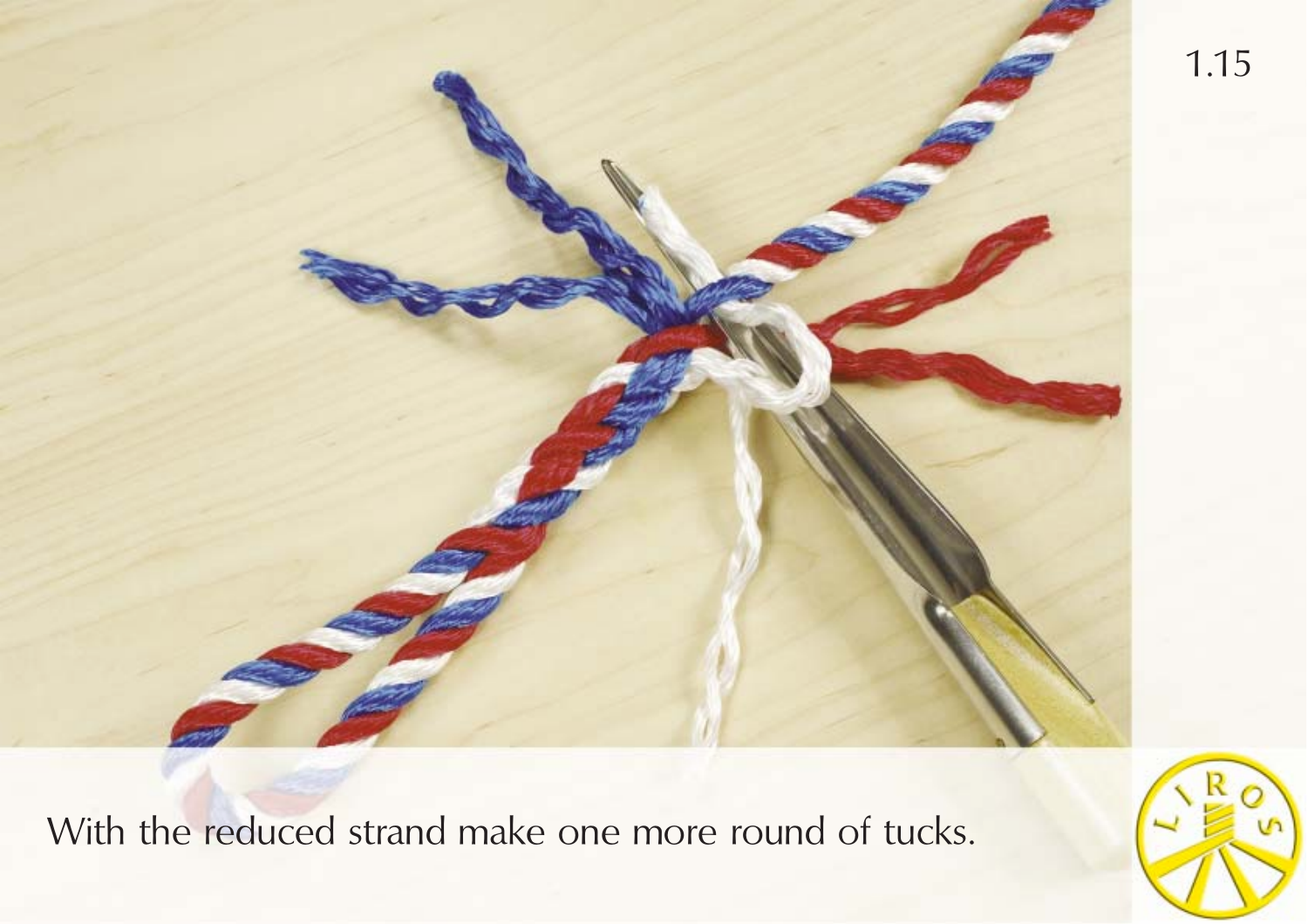1.15

With the reduced strand make one more round of tucks.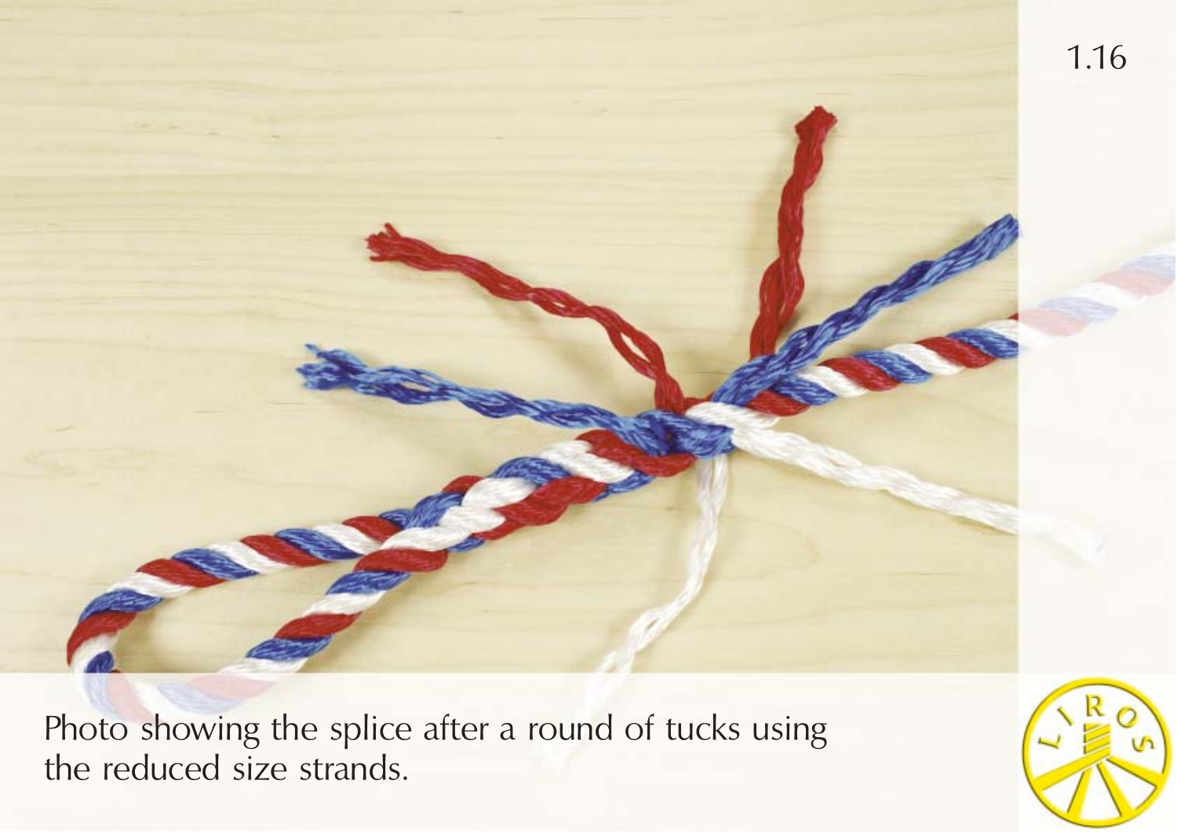Photo showing the splice after a round of tucks using the reduced size strands.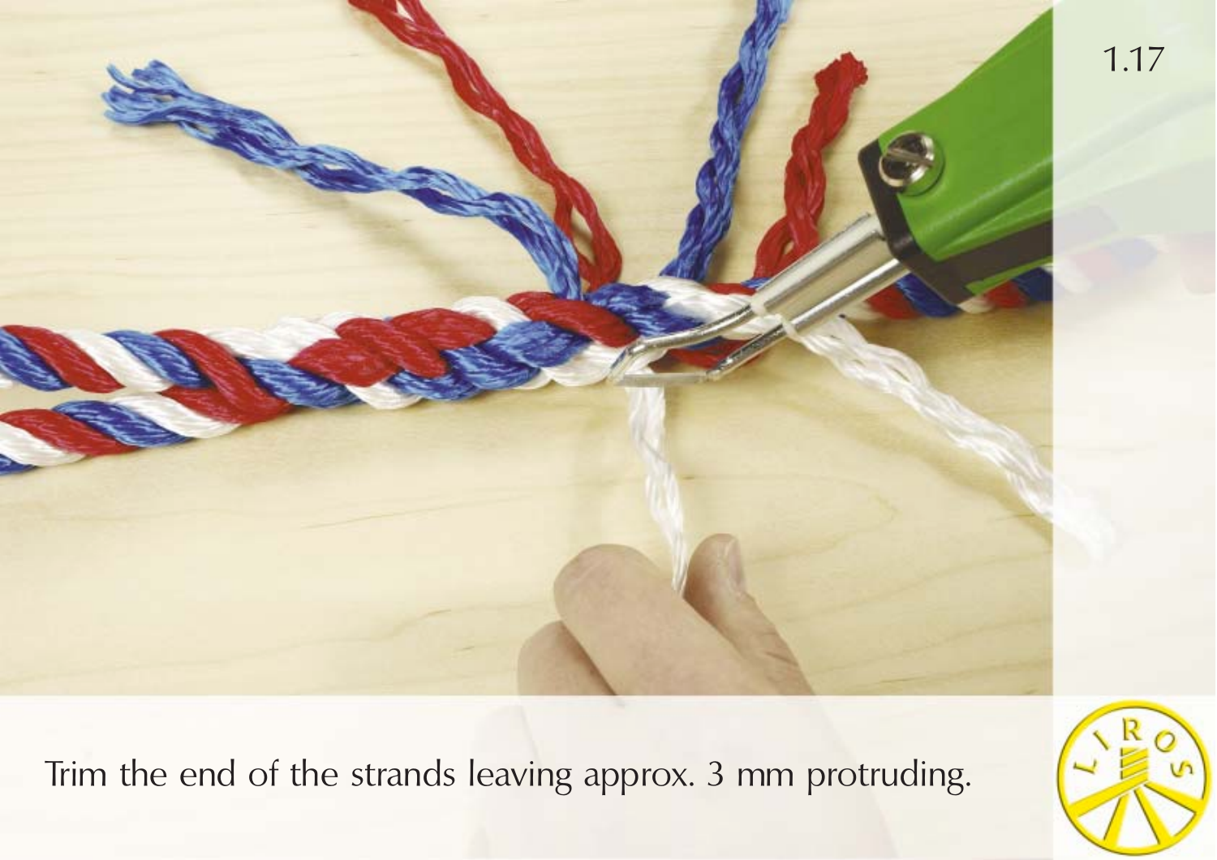1.17

Trim the end of the strands leaving approx. 3 mm protruding.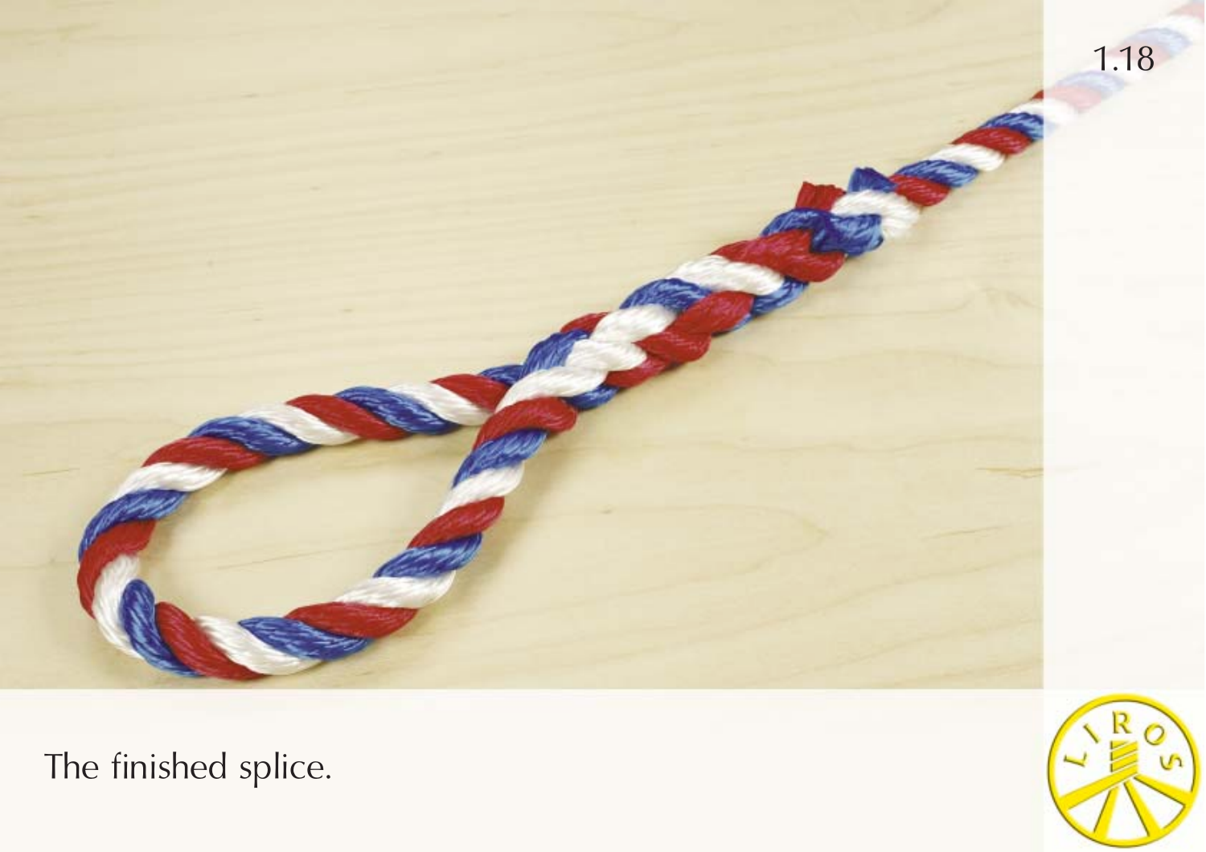1.18

The finished splice.